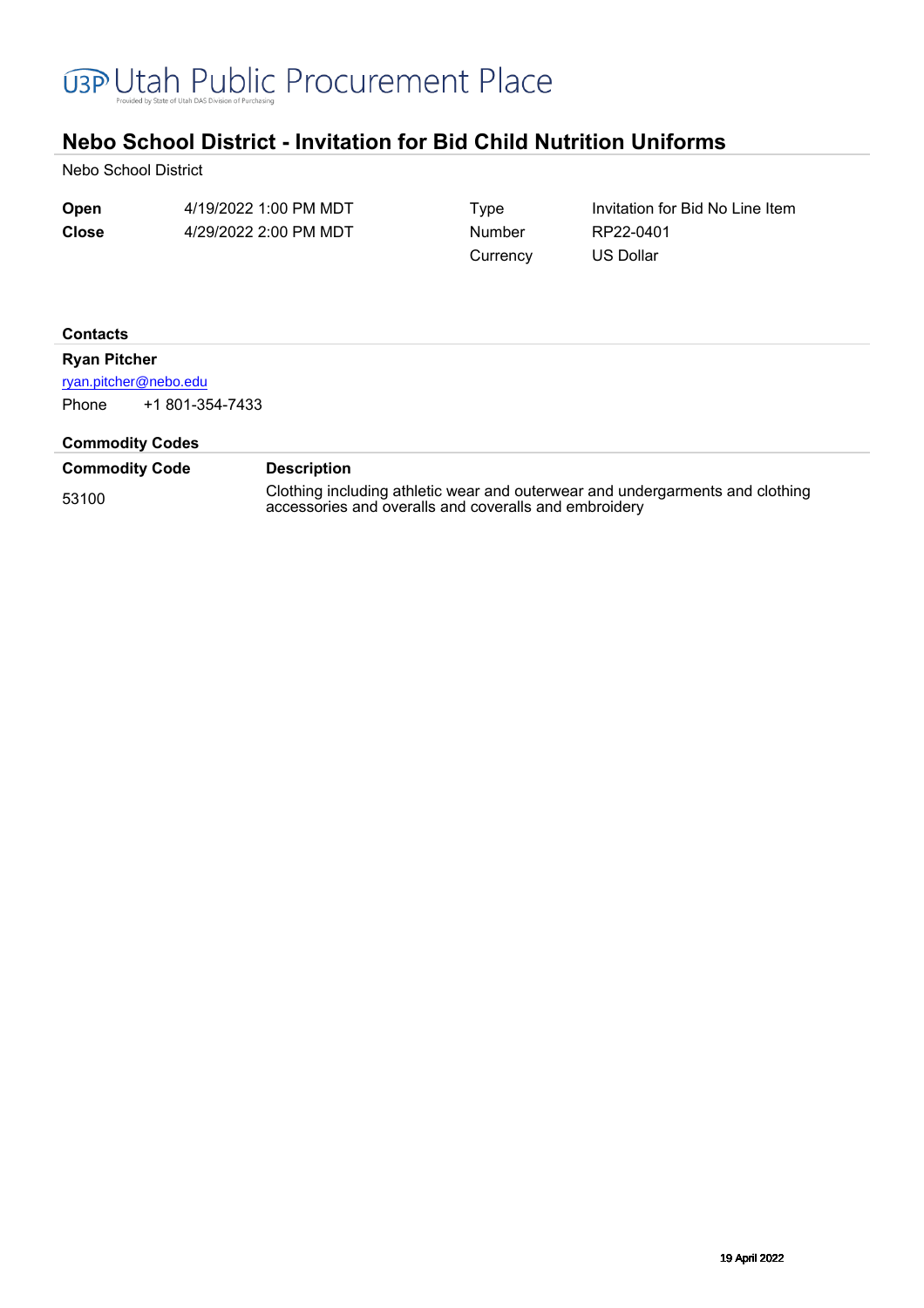# Utah Public Procurement Place

Provided by State of Utah DAS Division of Purchasing

## Nebo School District - Invitation for Bid Child Nutrition Uniforms

Nebo School District

| | | | |
|---|---|---|---|
| **Open** | 4/19/2022 1:00 PM MDT | Type | Invitation for Bid No Line Item |
| **Close** | 4/29/2022 2:00 PM MDT | Number | RP22-0401 |
| | | Currency | US Dollar |

### Contacts

**Ryan Pitcher**

ryan.pitcher@nebo.edu

Phone +1 801-354-7433

### Commodity Codes

| Commodity Code | Description |
|---|---|
| 53100 | Clothing including athletic wear and outerwear and undergarments and clothing accessories and overalls and coveralls and embroidery |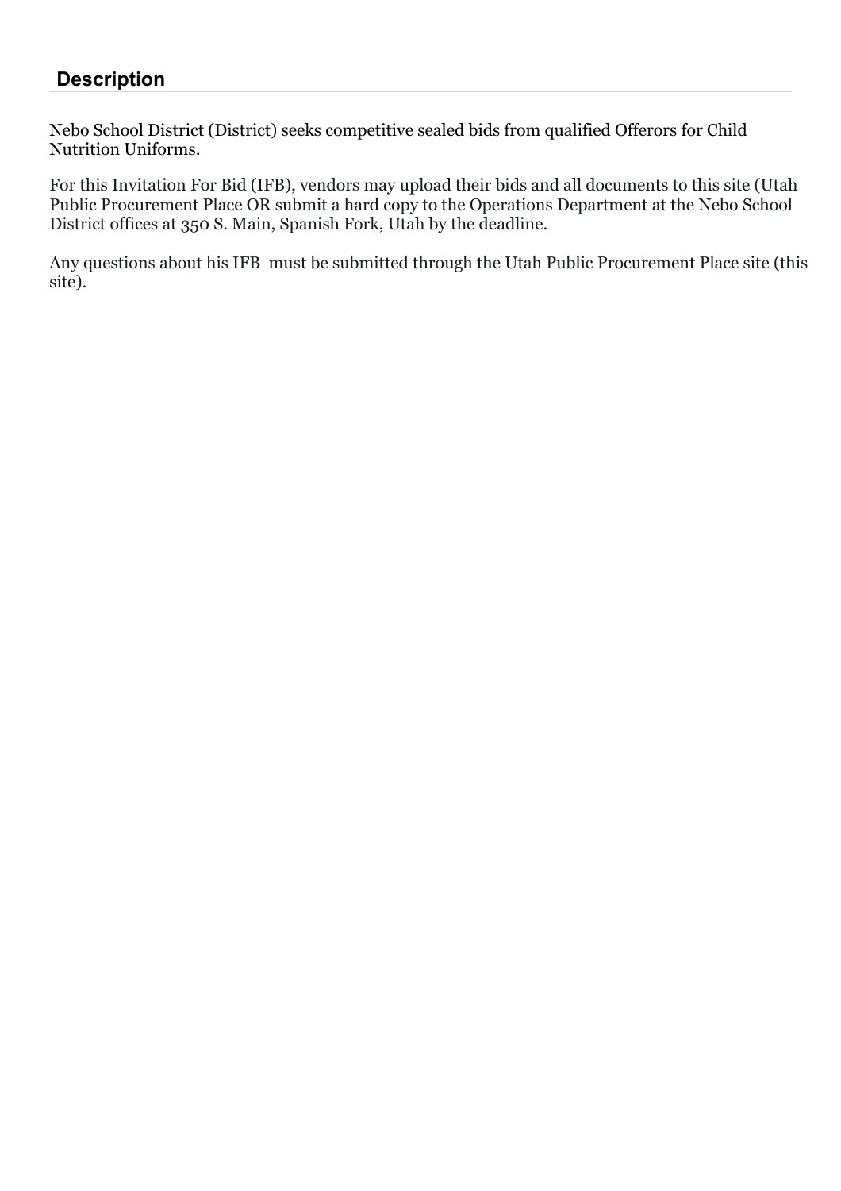## Description

Nebo School District (District) seeks competitive sealed bids from qualified Offerors for Child Nutrition Uniforms.

For this Invitation For Bid (IFB), vendors may upload their bids and all documents to this site (Utah Public Procurement Place OR submit a hard copy to the Operations Department at the Nebo School District offices at 350 S. Main, Spanish Fork, Utah by the deadline.

Any questions about his IFB must be submitted through the Utah Public Procurement Place site (this site).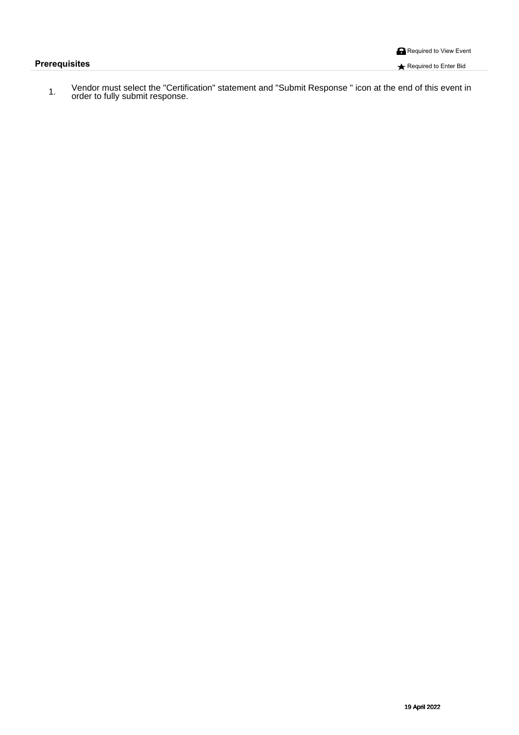## Prerequisites

Required to View Event

★ Required to Enter Bid

1. Vendor must select the "Certification" statement and "Submit Response " icon at the end of this event in order to fully submit response.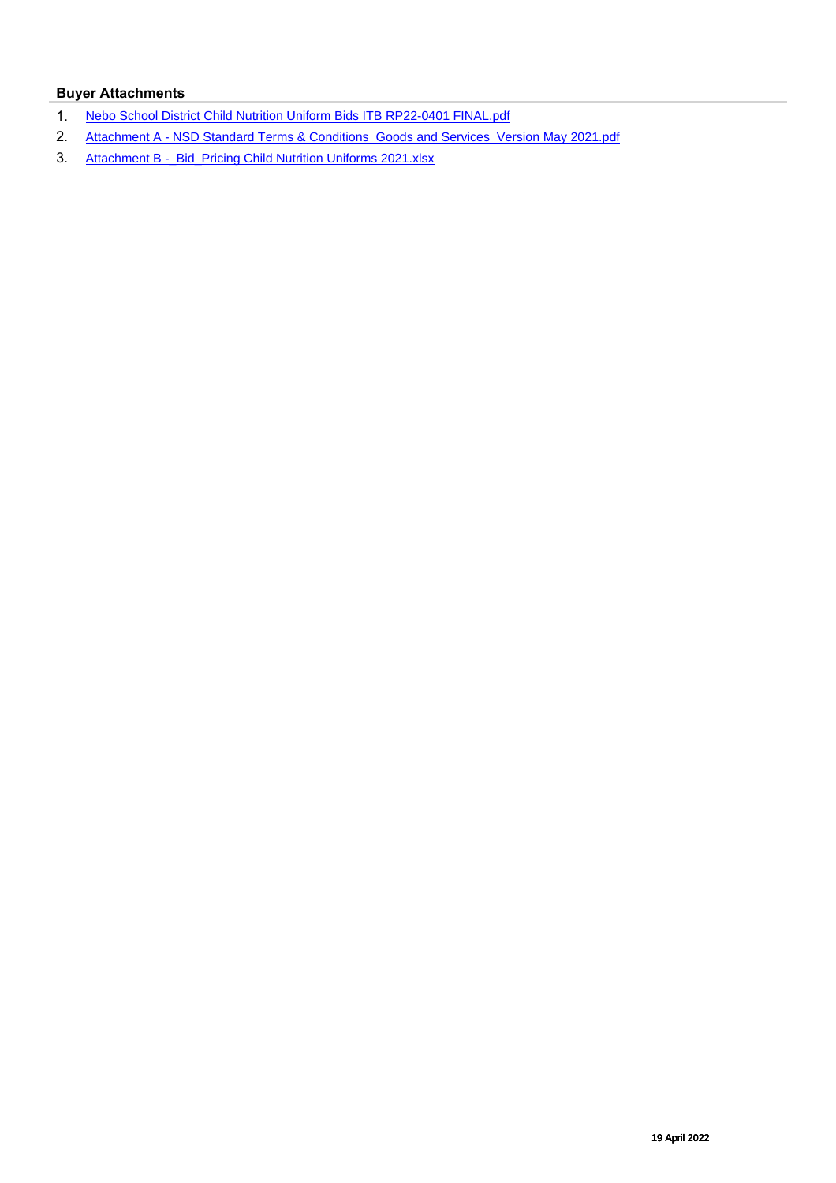### Buyer Attachments

1. Nebo School District Child Nutrition Uniform Bids ITB RP22-0401 FINAL.pdf
2. Attachment A - NSD Standard Terms & Conditions_Goods and Services_Version May 2021.pdf
3. Attachment B - _Bid_Pricing Child Nutrition Uniforms 2021.xlsx

19 April 2022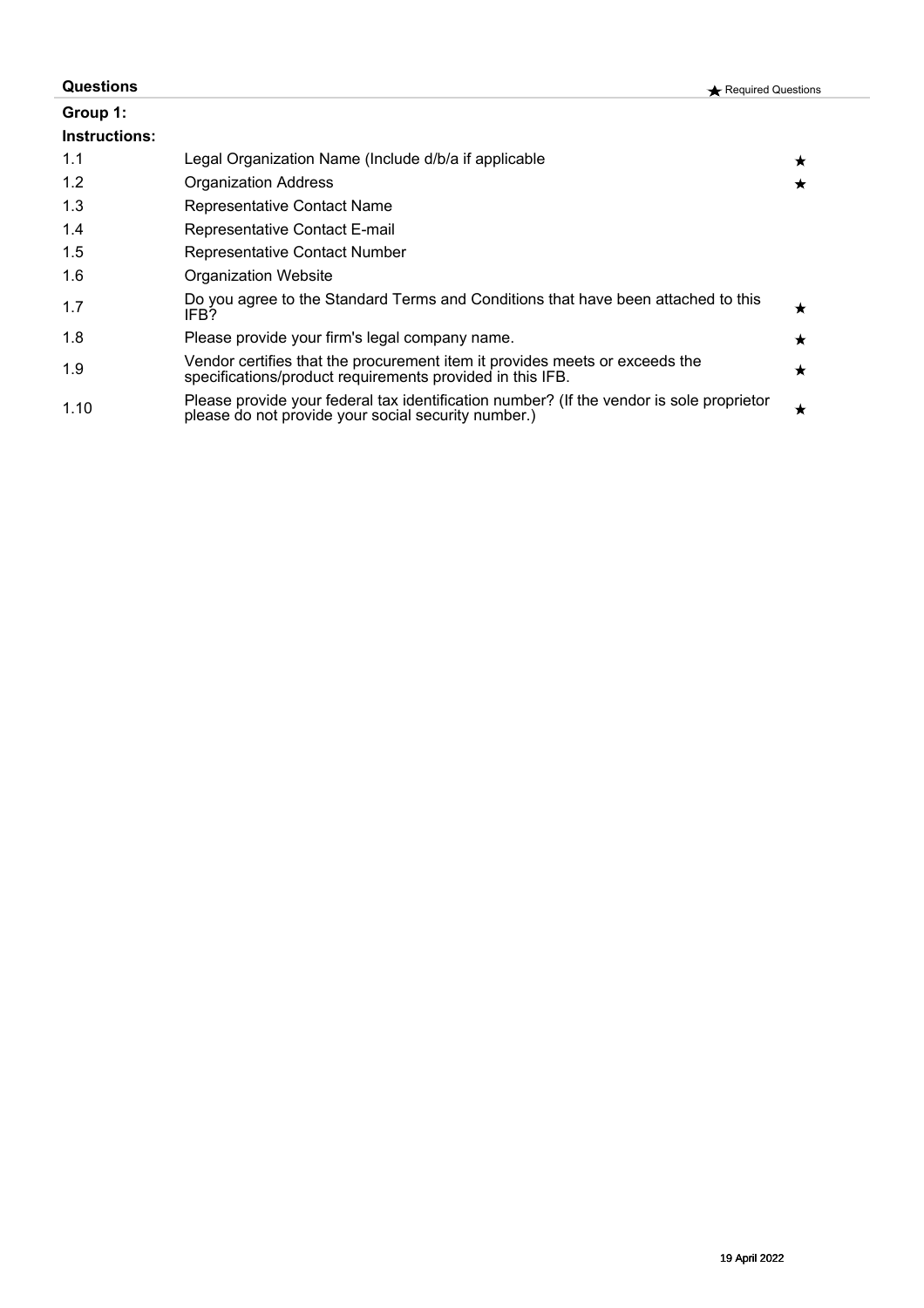**Questions** ★ Required Questions

**Group 1:**

**Instructions:**

| | | |
|---|---|---|
| 1.1 | Legal Organization Name (Include d/b/a if applicable | ★ |
| 1.2 | Organization Address | ★ |
| 1.3 | Representative Contact Name | |
| 1.4 | Representative Contact E-mail | |
| 1.5 | Representative Contact Number | |
| 1.6 | Organization Website | |
| 1.7 | Do you agree to the Standard Terms and Conditions that have been attached to this IFB? | ★ |
| 1.8 | Please provide your firm's legal company name. | ★ |
| 1.9 | Vendor certifies that the procurement item it provides meets or exceeds the specifications/product requirements provided in this IFB. | ★ |
| 1.10 | Please provide your federal tax identification number? (If the vendor is sole proprietor please do not provide your social security number.) | ★ |